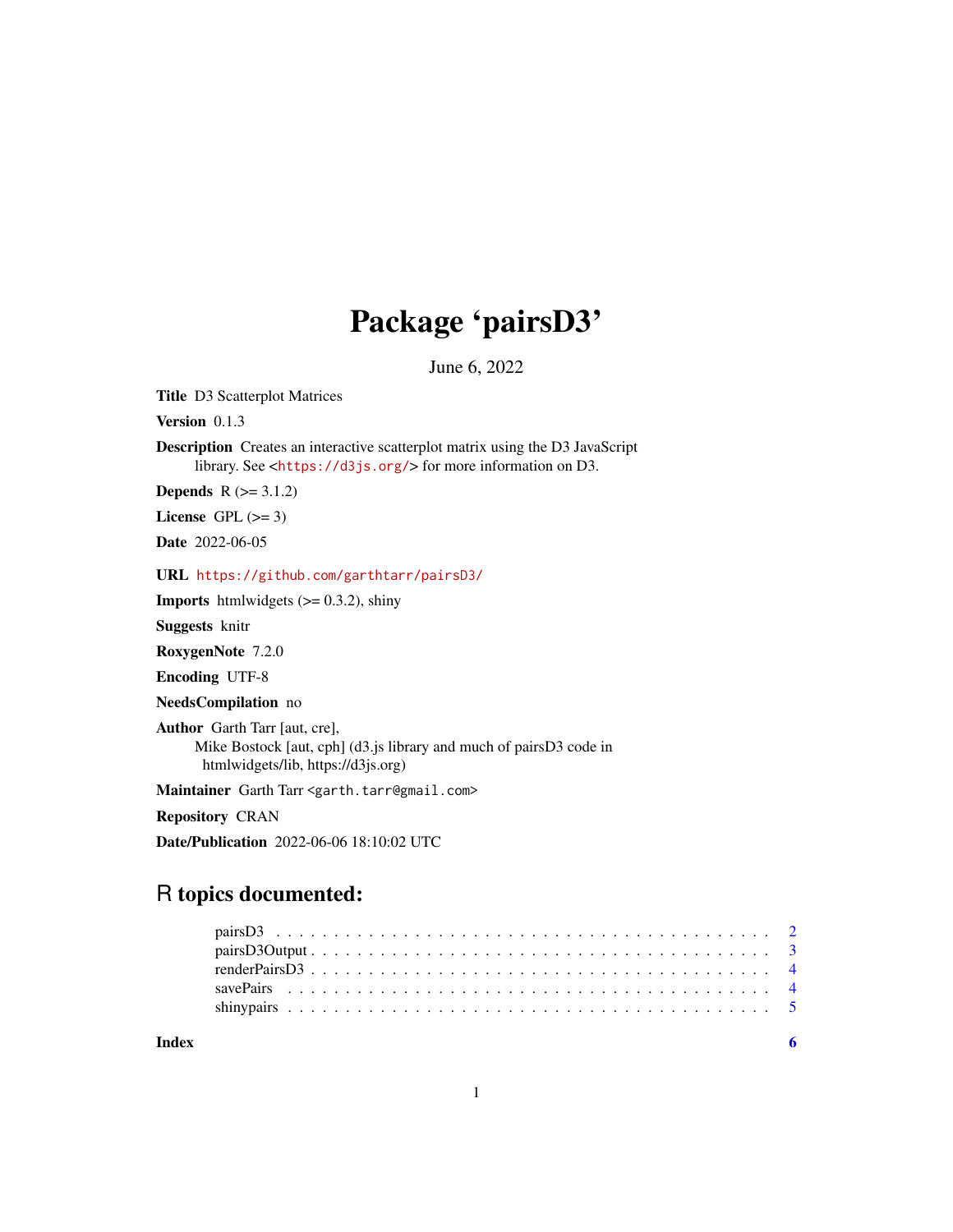# Package 'pairsD3'

June 6, 2022

**Title** D3 Scatterplot Matrices

**Version** 0.1.3

**Description** Creates an interactive scatterplot matrix using the D3 JavaScript library. See <https://d3js.org/> for more information on D3.

**Depends** R (>= 3.1.2)

**License** GPL (>= 3)

**Date** 2022-06-05

**URL** https://github.com/garthtarr/pairsD3/

**Imports** htmlwidgets (>= 0.3.2), shiny

**Suggests** knitr

**RoxygenNote** 7.2.0

**Encoding** UTF-8

**NeedsCompilation** no

**Author** Garth Tarr [aut, cre],
Mike Bostock [aut, cph] (d3.js library and much of pairsD3 code in htmlwidgets/lib, https://d3js.org)

**Maintainer** Garth Tarr <garth.tarr@gmail.com>

**Repository** CRAN

**Date/Publication** 2022-06-06 18:10:02 UTC

## R topics documented:

- pairsD3 . . . . . . . . . . . . . . . . . . . . . . . . . . . . . . . . . . . . . . . . . . 2
- pairsD3Output . . . . . . . . . . . . . . . . . . . . . . . . . . . . . . . . . . . . . . . 3
- renderPairsD3 . . . . . . . . . . . . . . . . . . . . . . . . . . . . . . . . . . . . . . . 4
- savePairs . . . . . . . . . . . . . . . . . . . . . . . . . . . . . . . . . . . . . . . . . 4
- shinypairs . . . . . . . . . . . . . . . . . . . . . . . . . . . . . . . . . . . . . . . . 5

**Index** 6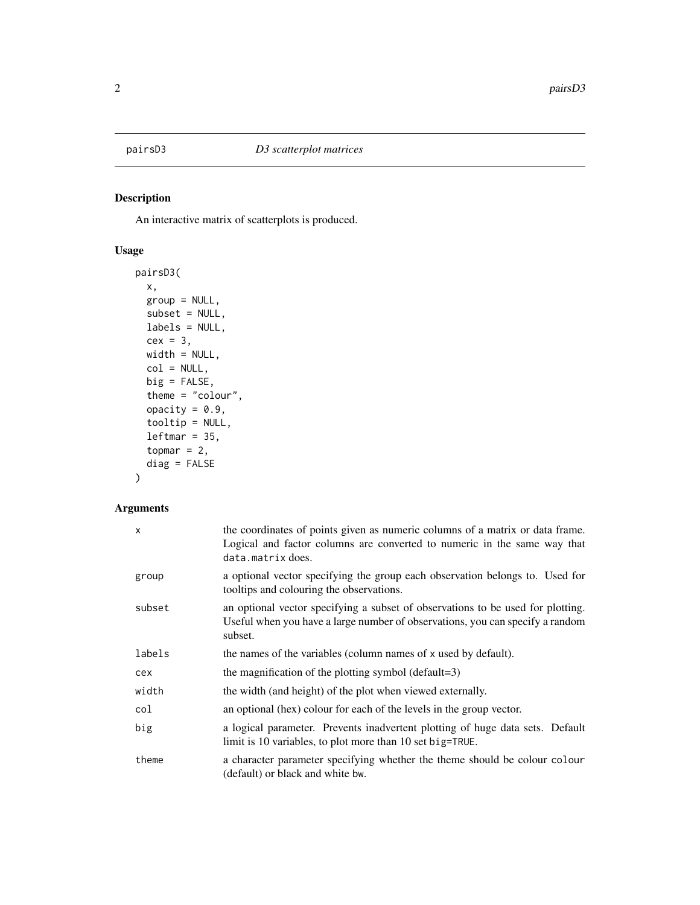pairsD3 — *D3 scatterplot matrices*

## Description

An interactive matrix of scatterplots is produced.

## Usage

```
pairsD3(
  x,
  group = NULL,
  subset = NULL,
  labels = NULL,
  cex = 3,
  width = NULL,
  col = NULL,
  big = FALSE,
  theme = "colour",
  opacity = 0.9,
  tooltip = NULL,
  leftmar = 35,
  topmar = 2,
  diag = FALSE
)
```

## Arguments

| | |
|---|---|
| `x` | the coordinates of points given as numeric columns of a matrix or data frame. Logical and factor columns are converted to numeric in the same way that `data.matrix` does. |
| `group` | a optional vector specifying the group each observation belongs to. Used for tooltips and colouring the observations. |
| `subset` | an optional vector specifying a subset of observations to be used for plotting. Useful when you have a large number of observations, you can specify a random subset. |
| `labels` | the names of the variables (column names of `x` used by default). |
| `cex` | the magnification of the plotting symbol (default=3) |
| `width` | the width (and height) of the plot when viewed externally. |
| `col` | an optional (hex) colour for each of the levels in the group vector. |
| `big` | a logical parameter. Prevents inadvertent plotting of huge data sets. Default limit is 10 variables, to plot more than 10 set `big=TRUE`. |
| `theme` | a character parameter specifying whether the theme should be colour `colour` (default) or black and white `bw`. |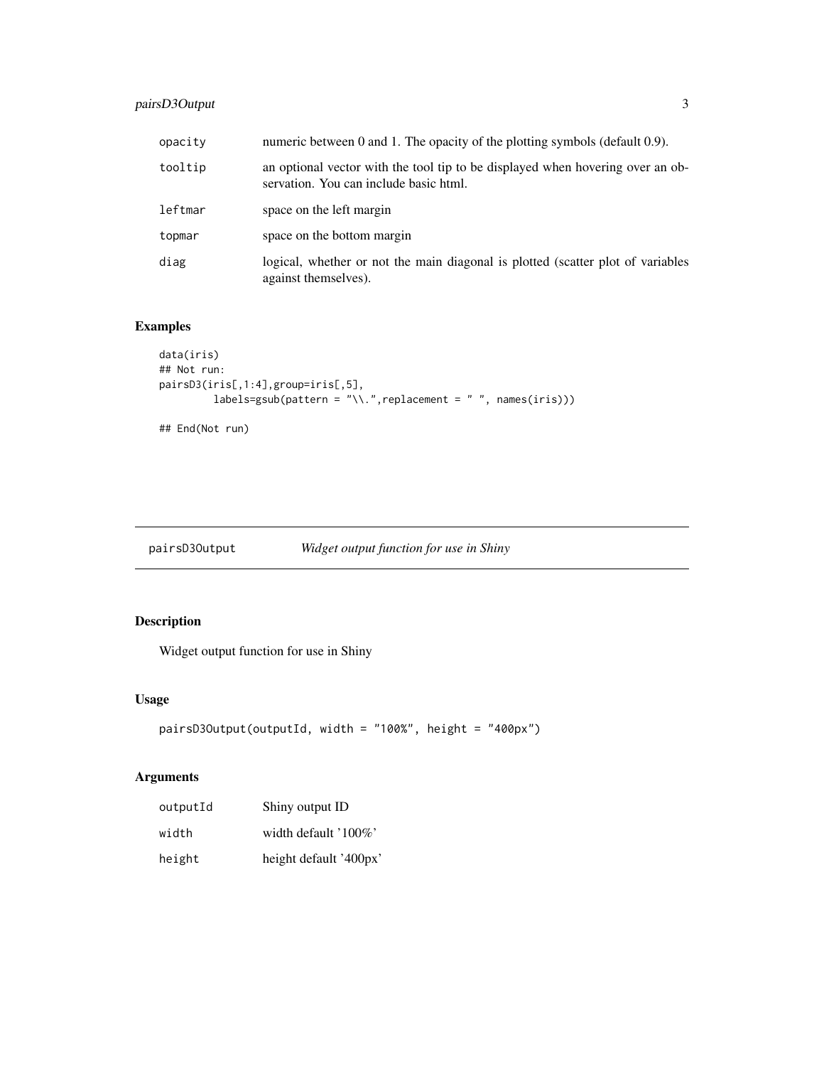| | |
|---|---|
| opacity | numeric between 0 and 1. The opacity of the plotting symbols (default 0.9). |
| tooltip | an optional vector with the tool tip to be displayed when hovering over an observation. You can include basic html. |
| leftmar | space on the left margin |
| topmar | space on the bottom margin |
| diag | logical, whether or not the main diagonal is plotted (scatter plot of variables against themselves). |

## Examples

```
data(iris)
## Not run:
pairsD3(iris[,1:4],group=iris[,5],
        labels=gsub(pattern = "\\.",replacement = " ", names(iris)))

## End(Not run)
```

---

# pairsD3Output    *Widget output function for use in Shiny*

---

## Description

Widget output function for use in Shiny

## Usage

```
pairsD3Output(outputId, width = "100%", height = "400px")
```

## Arguments

| | |
|---|---|
| outputId | Shiny output ID |
| width | width default '100%' |
| height | height default '400px' |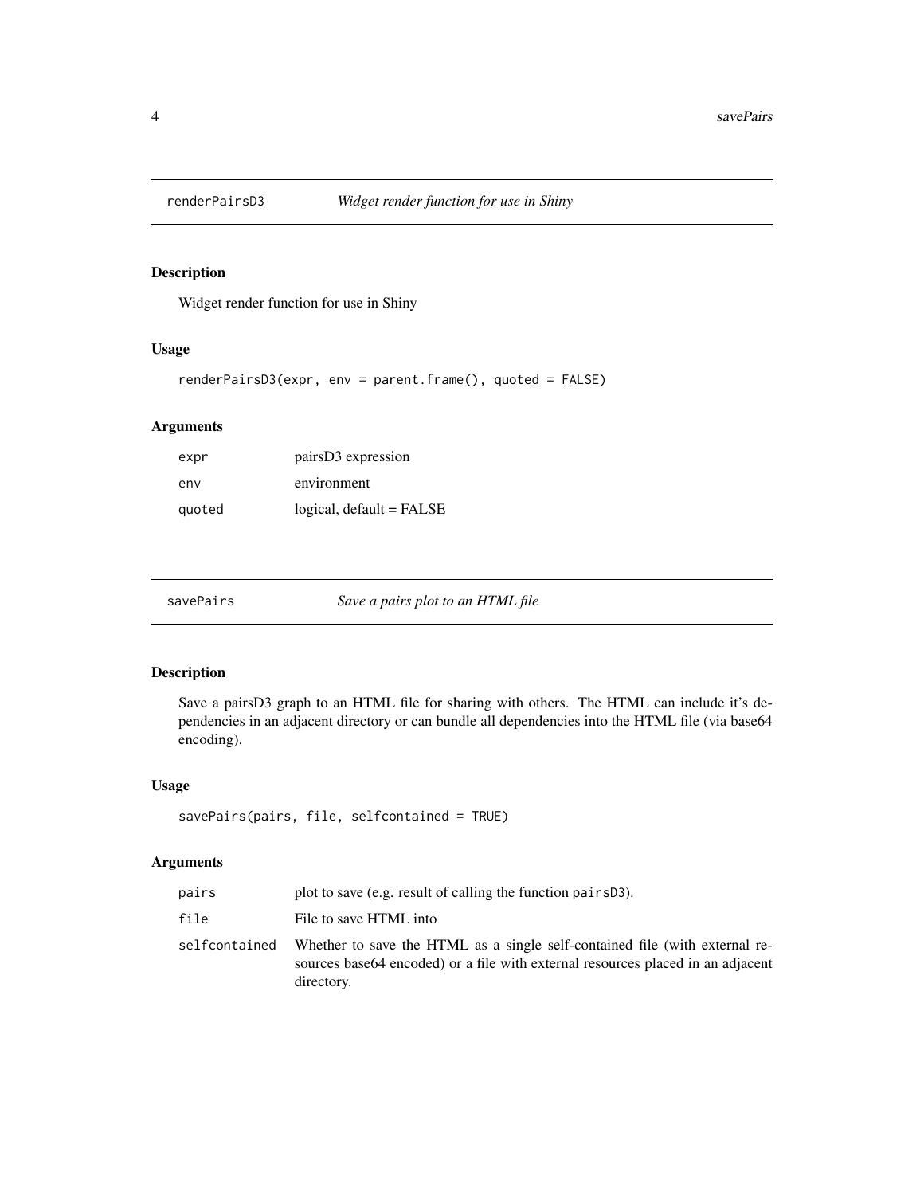## renderPairsD3 — *Widget render function for use in Shiny*

### Description

Widget render function for use in Shiny

### Usage

```
renderPairsD3(expr, env = parent.frame(), quoted = FALSE)
```

### Arguments

| | |
|---|---|
| `expr` | pairsD3 expression |
| `env` | environment |
| `quoted` | logical, default = FALSE |

## savePairs — *Save a pairs plot to an HTML file*

### Description

Save a pairsD3 graph to an HTML file for sharing with others. The HTML can include it's dependencies in an adjacent directory or can bundle all dependencies into the HTML file (via base64 encoding).

### Usage

```
savePairs(pairs, file, selfcontained = TRUE)
```

### Arguments

| | |
|---|---|
| `pairs` | plot to save (e.g. result of calling the function `pairsD3`). |
| `file` | File to save HTML into |
| `selfcontained` | Whether to save the HTML as a single self-contained file (with external resources base64 encoded) or a file with external resources placed in an adjacent directory. |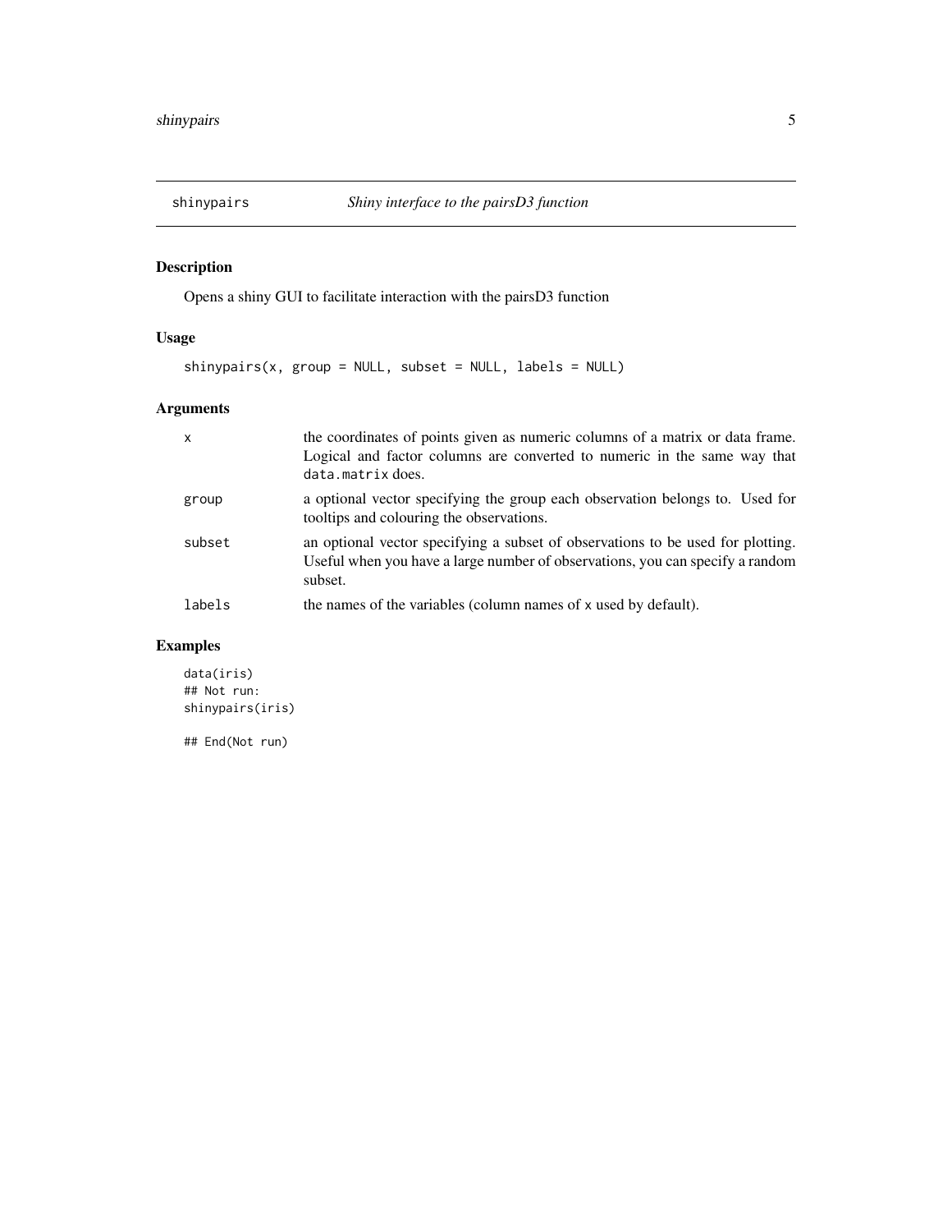# shinypairs *Shiny interface to the pairsD3 function*

## Description

Opens a shiny GUI to facilitate interaction with the pairsD3 function

## Usage

```
shinypairs(x, group = NULL, subset = NULL, labels = NULL)
```

## Arguments

| | |
|---|---|
| `x` | the coordinates of points given as numeric columns of a matrix or data frame. Logical and factor columns are converted to numeric in the same way that `data.matrix` does. |
| `group` | a optional vector specifying the group each observation belongs to. Used for tooltips and colouring the observations. |
| `subset` | an optional vector specifying a subset of observations to be used for plotting. Useful when you have a large number of observations, you can specify a random subset. |
| `labels` | the names of the variables (column names of `x` used by default). |

## Examples

```
data(iris)
## Not run:
shinypairs(iris)

## End(Not run)
```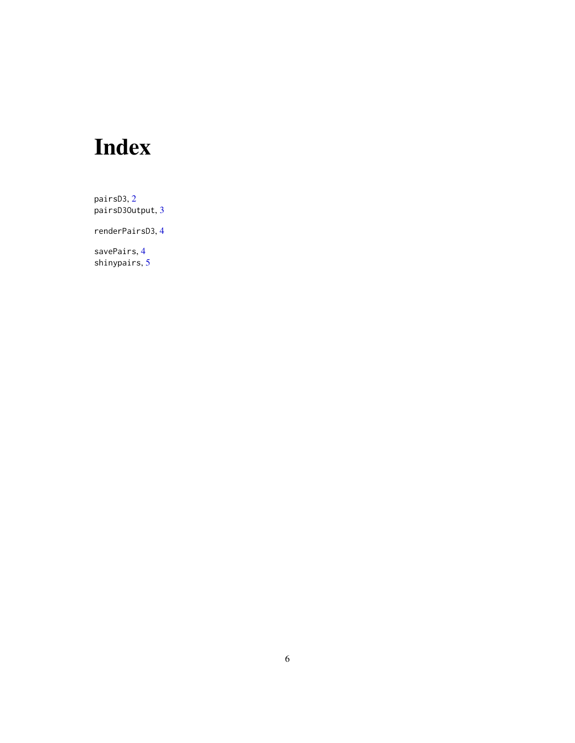# Index

pairsD3, 2
pairsD3Output, 3

renderPairsD3, 4

savePairs, 4
shinypairs, 5